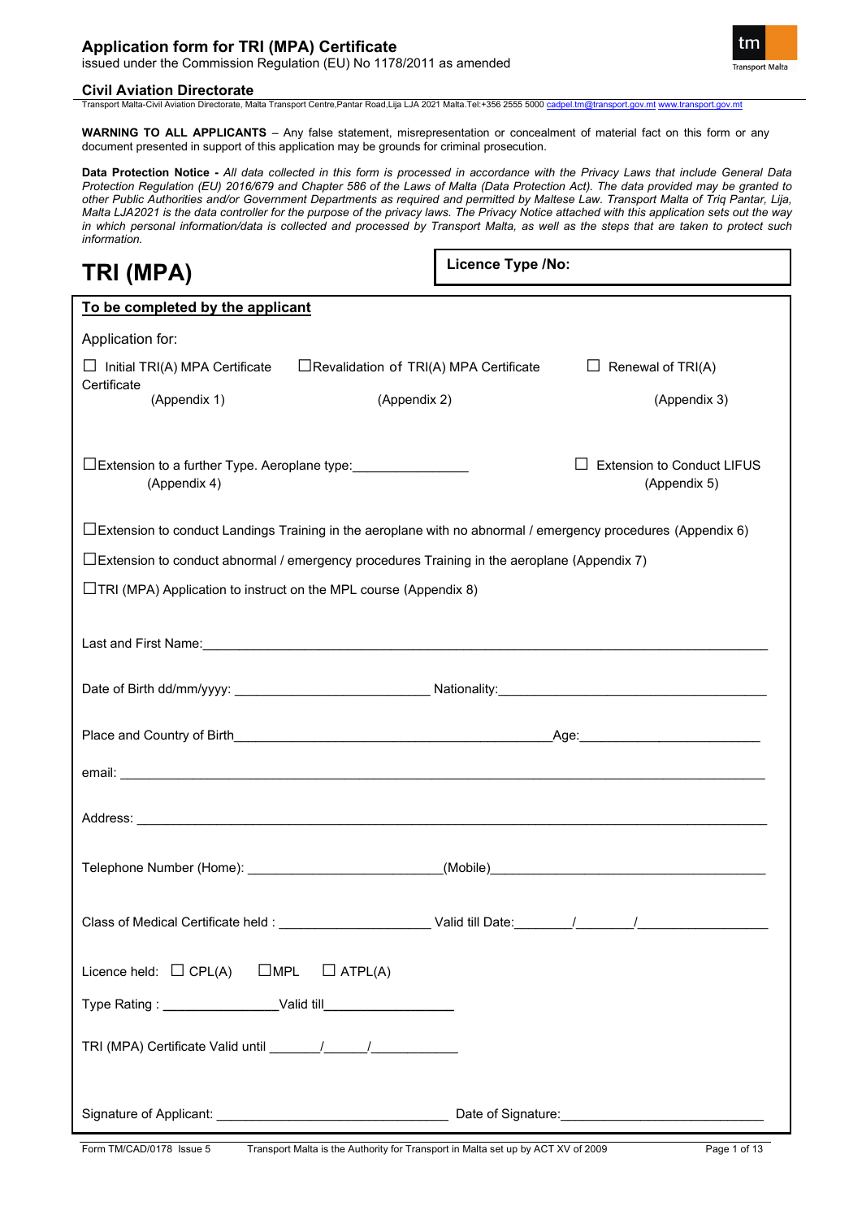# Application form for TRI (MPA) Certificate

issued under the Commission Regulation (EU) No 1178/2011 as amended

**Civil Aviation Directorate**

Transport Malta-Civil Aviation Directorate, Malta Transport Centre,Pantar Road,Lija LJA 2021 Malta.Tel:+356 2555 5000 cadpel.tm@transport.gov.mt www.transport.gov.mt

**WARNING TO ALL APPLICANTS** – Any false statement, misrepresentation or concealment of material fact on this form or any document presented in support of this application may be grounds for criminal prosecution.

**Data Protection Notice -** *All data collected in this form is processed in accordance with the Privacy Laws that include General Data Protection Regulation (EU) 2016/679 and Chapter 586 of the Laws of Malta (Data Protection Act). The data provided may be granted to other Public Authorities and/or Government Departments as required and permitted by Maltese Law. Transport Malta of Triq Pantar, Lija, Malta LJA2021 is the data controller for the purpose of the privacy laws. The Privacy Notice attached with this application sets out the way in which personal information/data is collected and processed by Transport Malta, as well as the steps that are taken to protect such information.*

# TRI (MPA)

**Licence Type /No:**

**To be completed by the applicant**

Application for:

☐ Initial TRI(A) MPA Certificate Certificate (Appendix 1)

☐Revalidation of TRI(A) MPA Certificate (Appendix 2)

☐ Renewal of TRI(A) (Appendix 3)

☐Extension to a further Type. Aeroplane type:________________ (Appendix 4)

☐ Extension to Conduct LIFUS (Appendix 5)

☐Extension to conduct Landings Training in the aeroplane with no abnormal / emergency procedures (Appendix 6)

☐Extension to conduct abnormal / emergency procedures Training in the aeroplane (Appendix 7)

☐TRI (MPA) Application to instruct on the MPL course (Appendix 8)

Last and First Name:______________________________________________________________________________

Date of Birth dd/mm/yyyy: ___________________________ Nationality:______________________________________

Place and Country of Birth____________________________________________Age:_________________________

email: ___________________________________________________________________________________________

Address: _________________________________________________________________________________________

Telephone Number (Home): __________________________(Mobile)_______________________________________

Class of Medical Certificate held : _____________________ Valid till Date:________/________/__________________

Licence held: ☐ CPL(A) ☐MPL ☐ ATPL(A)

Type Rating : ________________Valid till__________________

TRI (MPA) Certificate Valid until _______/______/____________

Signature of Applicant: ________________________________ Date of Signature:____________________________

Form TM/CAD/0178 Issue 5 Transport Malta is the Authority for Transport in Malta set up by ACT XV of 2009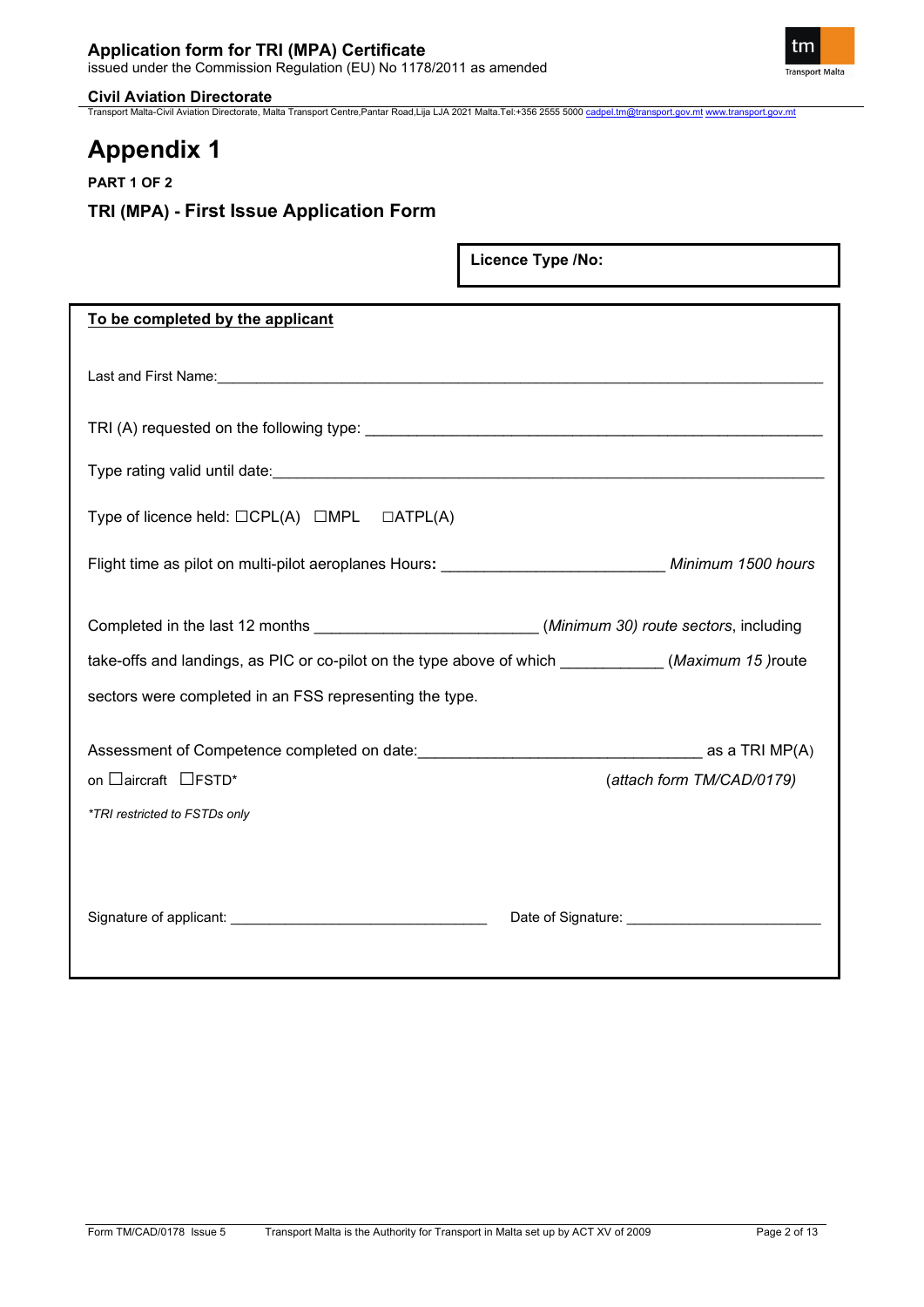# Appendix 1

**PART 1 OF 2**

## TRI (MPA) - First Issue Application Form

**Licence Type /No:**

**To be completed by the applicant**

Last and First Name:_______________________________________________

TRI (A) requested on the following type: _______________________________

Type rating valid until date:__________________________________________

Type of licence held: ☐CPL(A) ☐MPL ☐ATPL(A)

Flight time as pilot on multi-pilot aeroplanes Hours**:** ________________ *Minimum 1500 hours*

Completed in the last 12 months ________________ (*Minimum 30) route sectors*, including take-offs and landings, as PIC or co-pilot on the type above of which __________ (*Maximum 15* )route sectors were completed in an FSS representing the type.

Assessment of Competence completed on date:______________________ as a TRI MP(A) on ☐aircraft ☐FSTD* (*attach form TM/CAD/0179)*

*TRI restricted to FSTDs only*

Signature of applicant: ______________________ Date of Signature: __________________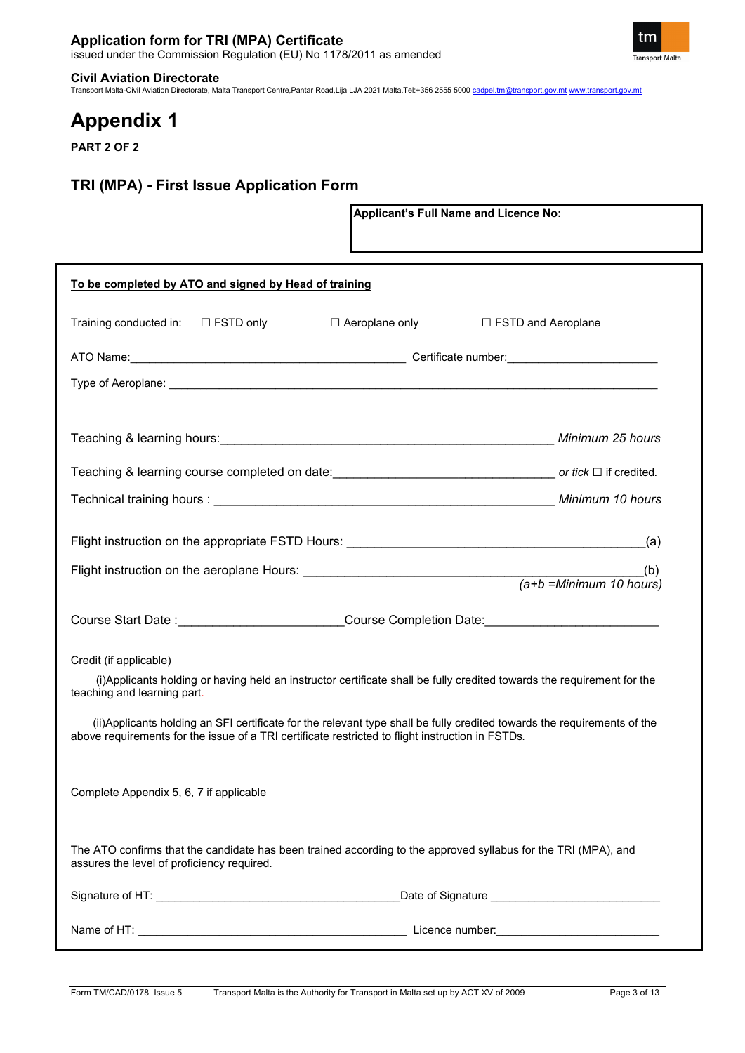# Appendix 1

**PART 2 OF 2**

## TRI (MPA) - First Issue Application Form

**Applicant's Full Name and Licence No:**

**To be completed by ATO and signed by Head of training**

Training conducted in: ☐ FSTD only ☐ Aeroplane only ☐ FSTD and Aeroplane

ATO Name:___________________________________________ Certificate number:______________________

Type of Aeroplane: ___________________________________________________________________________

Teaching & learning hours:_______________________________________________ *Minimum 25 hours*

Teaching & learning course completed on date:_____________________________ *or tick* ☐ if credited.

Technical training hours : _______________________________________________ *Minimum 10 hours*

Flight instruction on the appropriate FSTD Hours: ___________________________________________(a)

Flight instruction on the aeroplane Hours: _________________________________________________(b)
*(a+b =Minimum 10 hours)*

Course Start Date :_______________________Course Completion Date:________________________

Credit (if applicable)

(i)Applicants holding or having held an instructor certificate shall be fully credited towards the requirement for the teaching and learning part.

(ii)Applicants holding an SFI certificate for the relevant type shall be fully credited towards the requirements of the above requirements for the issue of a TRI certificate restricted to flight instruction in FSTDs.

Complete Appendix 5, 6, 7 if applicable

The ATO confirms that the candidate has been trained according to the approved syllabus for the TRI (MPA), and assures the level of proficiency required.

Signature of HT: ____________________________________Date of Signature __________________________

Name of HT: __________________________________________ Licence number:________________________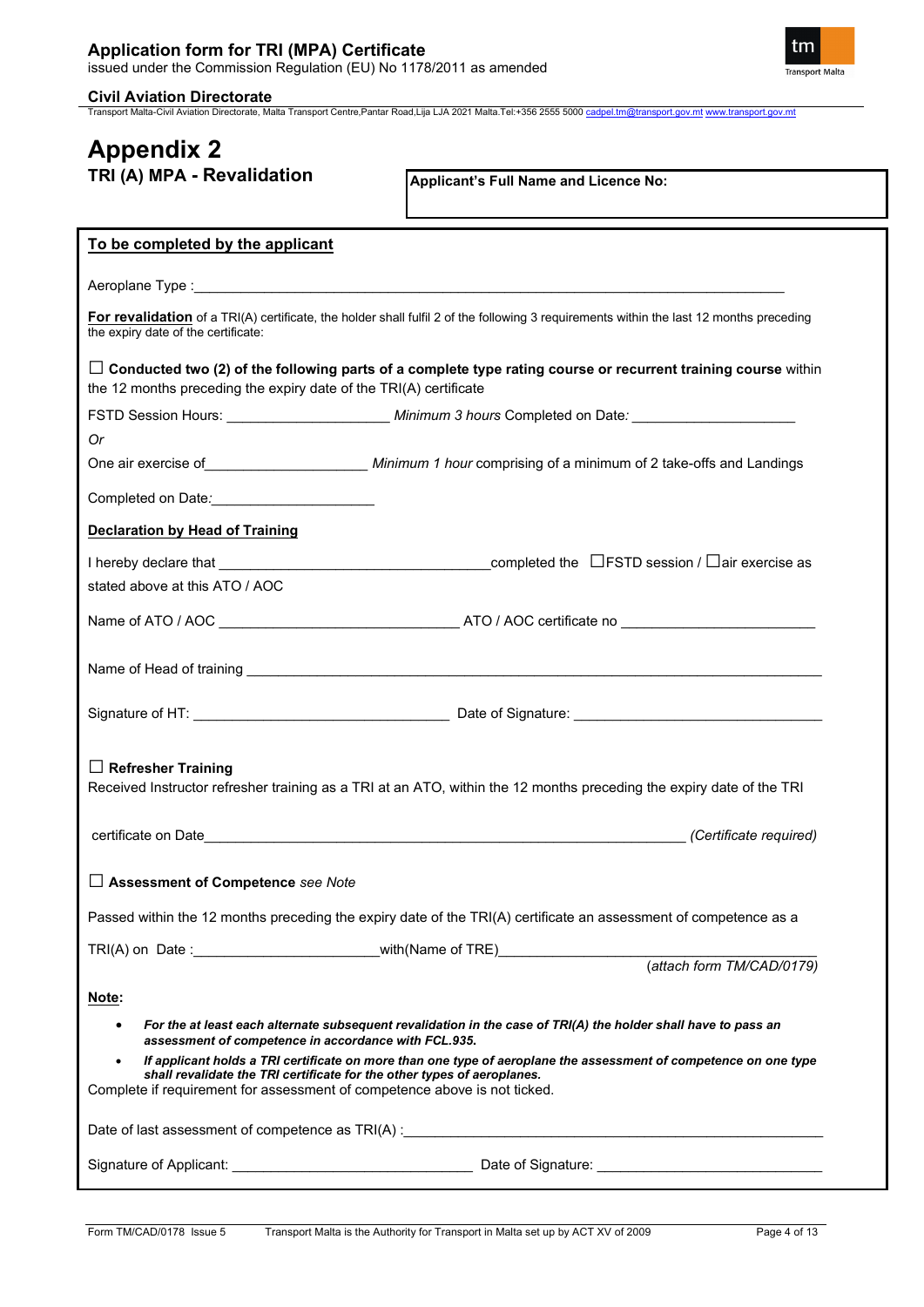# Appendix 2

## TRI (A) MPA - Revalidation

**Applicant's Full Name and Licence No:**

**To be completed by the applicant**

Aeroplane Type :\_\_\_\_\_\_\_\_\_\_\_\_\_\_\_\_\_\_\_\_\_\_\_\_\_\_\_\_\_\_\_\_\_\_\_\_\_\_\_\_\_\_\_\_\_\_\_\_

**For revalidation** of a TRI(A) certificate, the holder shall fulfil 2 of the following 3 requirements within the last 12 months preceding the expiry date of the certificate:

☐ **Conducted two (2) of the following parts of a complete type rating course or recurrent training course** within the 12 months preceding the expiry date of the TRI(A) certificate

FSTD Session Hours: \_\_\_\_\_\_\_\_\_\_\_\_\_\_\_\_\_\_\_\_ *Minimum 3 hours* Completed on Date*:* \_\_\_\_\_\_\_\_\_\_\_\_\_\_\_\_\_\_\_\_

*Or*

One air exercise of\_\_\_\_\_\_\_\_\_\_\_\_\_\_\_\_\_\_\_\_ *Minimum 1 hour* comprising of a minimum of 2 take-offs and Landings

Completed on Date*:*\_\_\_\_\_\_\_\_\_\_\_\_\_\_\_\_\_\_\_\_

**Declaration by Head of Training**

I hereby declare that \_\_\_\_\_\_\_\_\_\_\_\_\_\_\_\_\_\_\_\_\_\_\_\_\_\_\_\_\_\_\_\_\_\_completed the ☐FSTD session / ☐air exercise as stated above at this ATO / AOC

Name of ATO / AOC \_\_\_\_\_\_\_\_\_\_\_\_\_\_\_\_\_\_\_\_\_\_\_\_\_\_\_\_\_\_ ATO / AOC certificate no \_\_\_\_\_\_\_\_\_\_\_\_\_\_\_\_\_\_\_\_\_\_\_\_

Name of Head of training \_\_\_\_\_\_\_\_\_\_\_\_\_\_\_\_\_\_\_\_\_\_\_\_\_\_\_\_\_\_\_\_\_\_\_\_\_\_\_\_\_\_\_\_\_\_\_\_\_\_\_\_\_\_\_\_

Signature of HT: \_\_\_\_\_\_\_\_\_\_\_\_\_\_\_\_\_\_\_\_\_\_\_\_\_\_\_\_\_\_\_\_ Date of Signature: \_\_\_\_\_\_\_\_\_\_\_\_\_\_\_\_\_\_\_\_\_\_\_\_\_\_\_\_\_\_

☐ **Refresher Training**

Received Instructor refresher training as a TRI at an ATO, within the 12 months preceding the expiry date of the TRI

certificate on Date\_\_\_\_\_\_\_\_\_\_\_\_\_\_\_\_\_\_\_\_\_\_\_\_\_\_\_\_\_\_\_\_\_\_\_\_\_\_\_\_\_\_\_\_\_\_\_\_\_\_\_\_\_\_\_\_ *(Certificate required)*

☐ **Assessment of Competence** *see Note*

Passed within the 12 months preceding the expiry date of the TRI(A) certificate an assessment of competence as a

TRI(A) on Date :\_\_\_\_\_\_\_\_\_\_\_\_\_\_\_\_\_\_\_\_\_\_\_with(Name of TRE)\_\_\_\_\_\_\_\_\_\_\_\_\_\_\_\_\_\_\_\_\_\_\_\_\_\_\_\_\_\_\_\_\_\_\_\_\_\_\_\_

(*attach form TM/CAD/0179)*

**Note:**

- ***For the at least each alternate subsequent revalidation in the case of TRI(A) the holder shall have to pass an assessment of competence in accordance with FCL.935.***
- ***If applicant holds a TRI certificate on more than one type of aeroplane the assessment of competence on one type shall revalidate the TRI certificate for the other types of aeroplanes.***

Complete if requirement for assessment of competence above is not ticked.

Date of last assessment of competence as TRI(A) :\_\_\_\_\_\_\_\_\_\_\_\_\_\_\_\_\_\_\_\_\_\_\_\_\_\_\_\_\_\_\_\_\_\_\_\_\_\_\_\_\_\_\_\_\_\_\_\_\_\_\_\_

Signature of Applicant: \_\_\_\_\_\_\_\_\_\_\_\_\_\_\_\_\_\_\_\_\_\_\_\_\_\_\_\_\_\_ Date of Signature: \_\_\_\_\_\_\_\_\_\_\_\_\_\_\_\_\_\_\_\_\_\_\_\_\_\_\_\_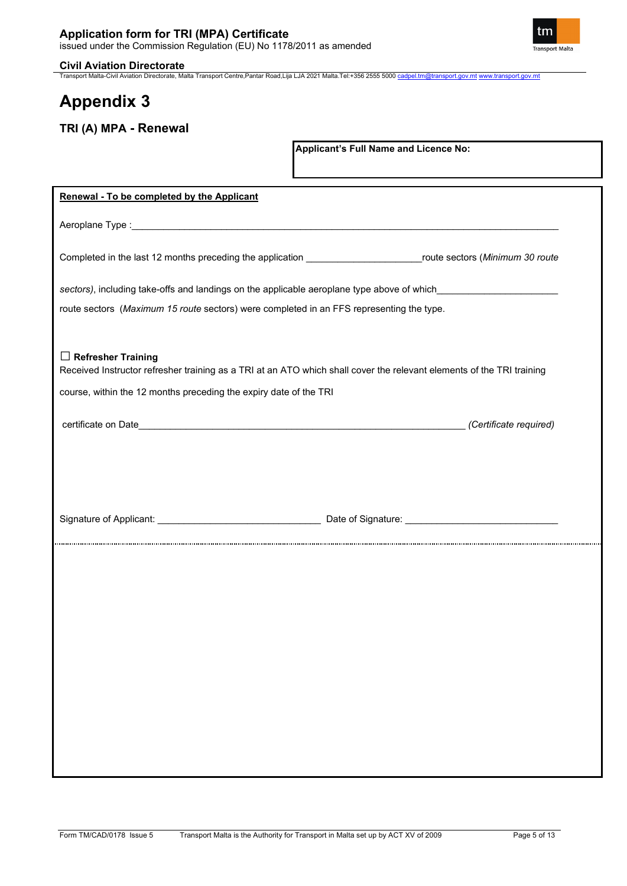# Appendix 3

## TRI (A) MPA - Renewal

**Applicant's Full Name and Licence No:**

**Renewal - To be completed by the Applicant**

Aeroplane Type :\_\_\_\_\_\_\_\_\_\_\_\_\_\_\_\_\_\_\_\_\_\_\_\_\_\_\_\_\_\_\_\_\_\_\_\_\_\_\_\_\_\_\_\_\_\_\_\_\_\_\_\_\_\_\_\_\_\_\_\_\_\_\_\_\_\_\_\_\_\_\_\_\_\_\_\_

Completed in the last 12 months preceding the application \_\_\_\_\_\_\_\_\_\_\_\_\_\_\_\_\_\_\_\_\_route sectors (*Minimum 30 route sectors)*, including take-offs and landings on the applicable aeroplane type above of which\_\_\_\_\_\_\_\_\_\_\_\_\_\_\_\_\_\_\_\_\_\_ route sectors (*Maximum 15 route* sectors) were completed in an FFS representing the type.

☐ **Refresher Training**

Received Instructor refresher training as a TRI at an ATO which shall cover the relevant elements of the TRI training course, within the 12 months preceding the expiry date of the TRI

certificate on Date\_\_\_\_\_\_\_\_\_\_\_\_\_\_\_\_\_\_\_\_\_\_\_\_\_\_\_\_\_\_\_\_\_\_\_\_\_\_\_\_\_\_\_\_\_\_\_\_\_\_\_\_\_\_\_\_\_\_\_\_ *(Certificate required)*

Signature of Applicant: \_\_\_\_\_\_\_\_\_\_\_\_\_\_\_\_\_\_\_\_\_\_\_\_\_\_\_\_\_\_ Date of Signature: \_\_\_\_\_\_\_\_\_\_\_\_\_\_\_\_\_\_\_\_\_\_\_\_\_\_\_\_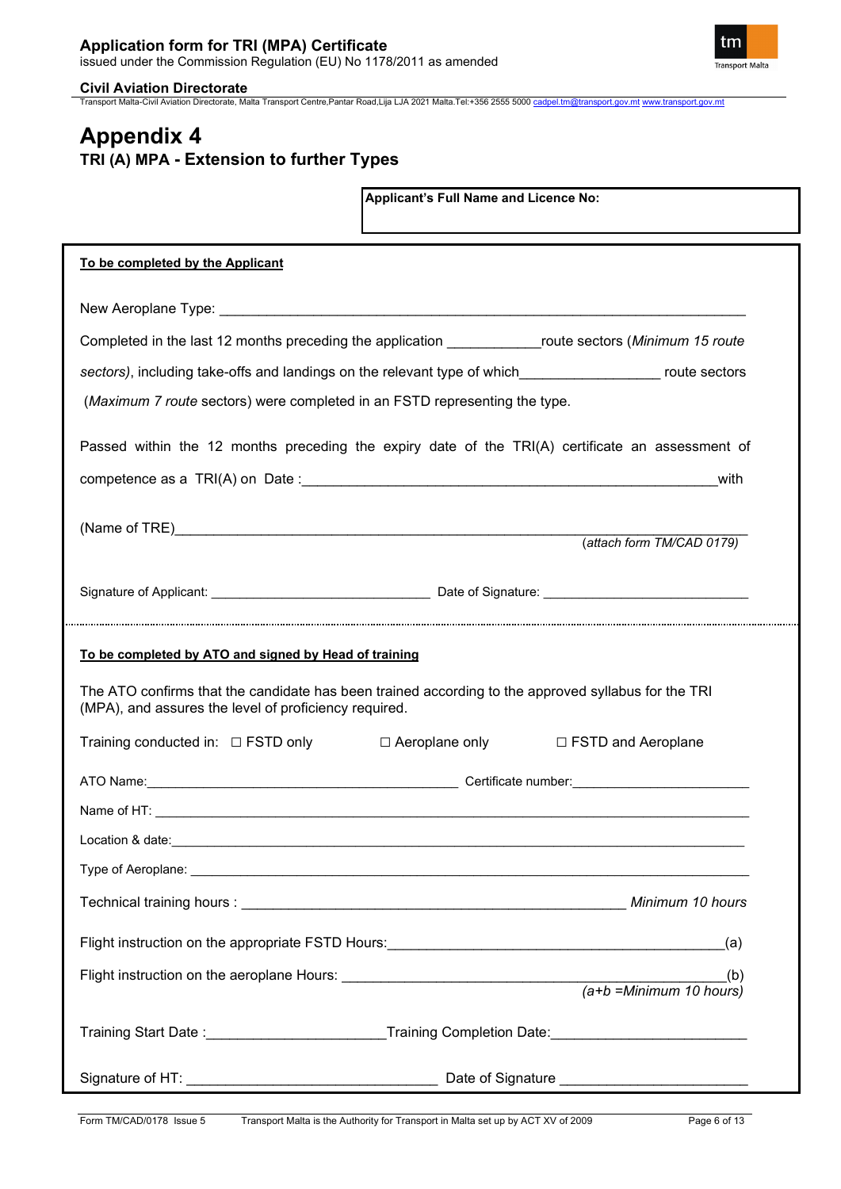# Appendix 4

## TRI (A) MPA - Extension to further Types

**Applicant's Full Name and Licence No:**

**To be completed by the Applicant**

New Aeroplane Type: ______________________________________________________________________

Completed in the last 12 months preceding the application ___________route sectors (*Minimum 15 route sectors*), including take-offs and landings on the relevant type of which_________________ route sectors (*Maximum 7 route* sectors) were completed in an FSTD representing the type.

Passed within the 12 months preceding the expiry date of the TRI(A) certificate an assessment of competence as a TRI(A) on Date :_____________________________________________________with

(Name of TRE)_____________________________________________________________________ (*attach form TM/CAD 0179*)

Signature of Applicant: _____________________________ Date of Signature: ___________________________

**To be completed by ATO and signed by Head of training**

The ATO confirms that the candidate has been trained according to the approved syllabus for the TRI (MPA), and assures the level of proficiency required.

Training conducted in: ☐ FSTD only ☐ Aeroplane only ☐ FSTD and Aeroplane

ATO Name:___________________________________________ Certificate number:_______________________

Name of HT: ______________________________________________________________________________

Location & date:____________________________________________________________________________

Type of Aeroplane: _________________________________________________________________________

Technical training hours : _______________________________________________ *Minimum 10 hours*

Flight instruction on the appropriate FSTD Hours:___________________________________________(a)

Flight instruction on the aeroplane Hours: _________________________________________________(b) *(a+b =Minimum 10 hours)*

Training Start Date :______________________Training Completion Date:________________________

Signature of HT: _______________________________ Date of Signature _______________________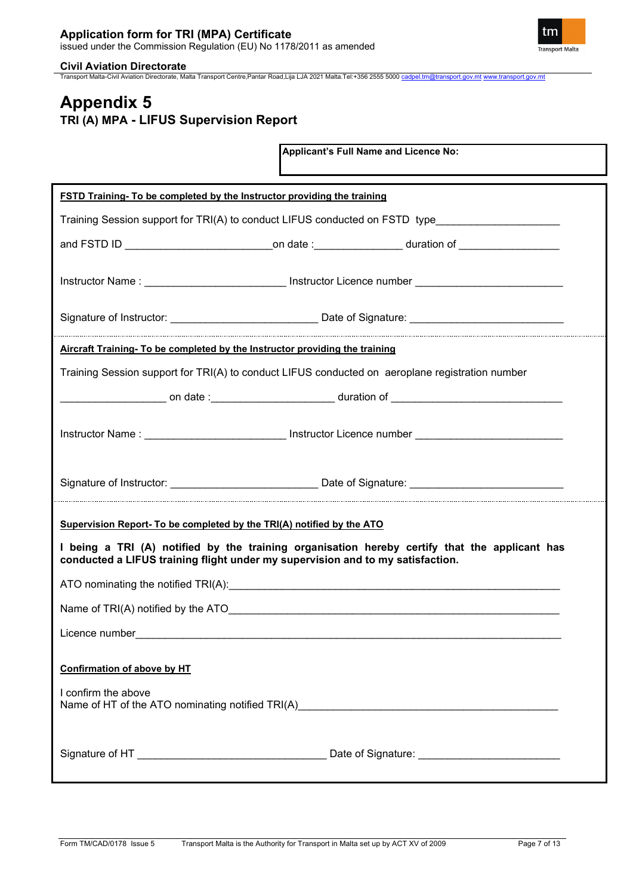# Appendix 5

## TRI (A) MPA - LIFUS Supervision Report

**Applicant's Full Name and Licence No:**

**FSTD Training- To be completed by the Instructor providing the training**

Training Session support for TRI(A) to conduct LIFUS conducted on FSTD type____________________

and FSTD ID ________________________on date :______________ duration of ________________

Instructor Name : _______________________ Instructor Licence number ________________________

Signature of Instructor: ________________________ Date of Signature: _________________________

**Aircraft Training- To be completed by the Instructor providing the training**

Training Session support for TRI(A) to conduct LIFUS conducted on aeroplane registration number

_________________ on date :____________________ duration of ____________________________

Instructor Name : _______________________ Instructor Licence number ________________________

Signature of Instructor: ________________________ Date of Signature: _________________________

**Supervision Report- To be completed by the TRI(A) notified by the ATO**

**I being a TRI (A) notified by the training organisation hereby certify that the applicant has conducted a LIFUS training flight under my supervision and to my satisfaction.**

ATO nominating the notified TRI(A):_________________________________________________________

Name of TRI(A) notified by the ATO__________________________________________________________

Licence number___________________________________________________________________________

**Confirmation of above by HT**

I confirm the above
Name of HT of the ATO nominating notified TRI(A)___________________________________________

Signature of HT _______________________________ Date of Signature: _______________________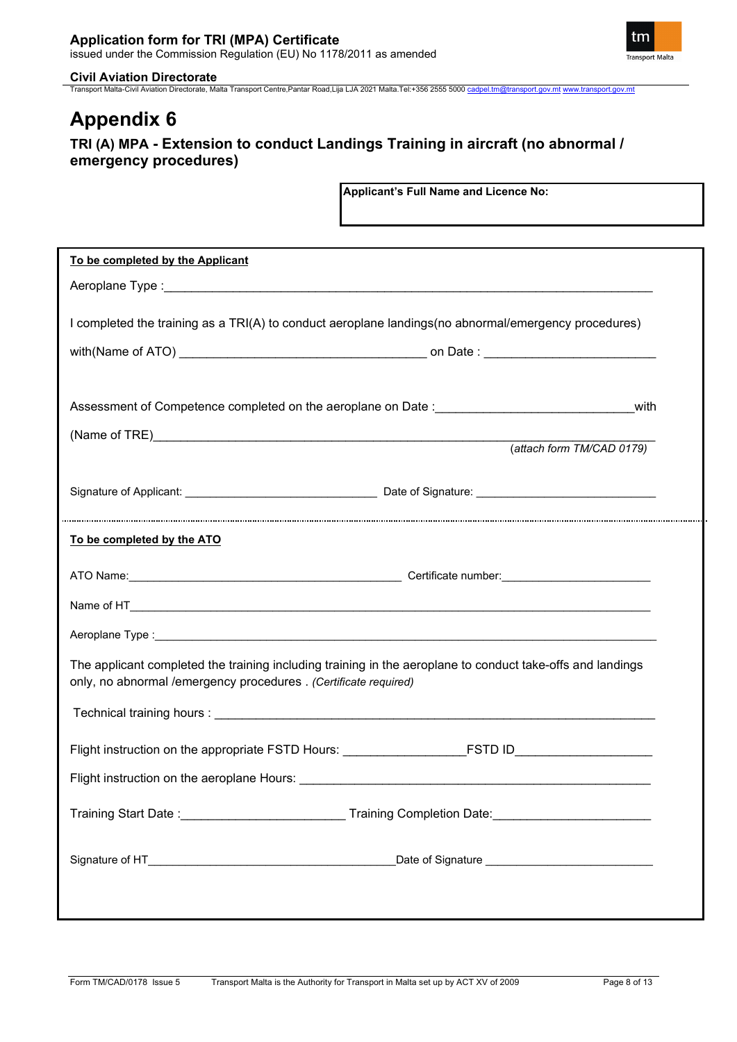# Appendix 6

## TRI (A) MPA - Extension to conduct Landings Training in aircraft (no abnormal / emergency procedures)

**Applicant's Full Name and Licence No:**

**To be completed by the Applicant**

Aeroplane Type :___________________________________________________________________________

I completed the training as a TRI(A) to conduct aeroplane landings(no abnormal/emergency procedures)

with(Name of ATO) ___________________________________ on Date : ________________________

Assessment of Competence completed on the aeroplane on Date :____________________________with

(Name of TRE)______________________________________________________________________

*(attach form TM/CAD 0179)*

Signature of Applicant: ______________________________ Date of Signature: ___________________________

**To be completed by the ATO**

ATO Name:___________________________________________ Certificate number:_______________________

Name of HT_____________________________________________________________________________

Aeroplane Type :_________________________________________________________________________

The applicant completed the training including training in the aeroplane to conduct take-offs and landings only, no abnormal /emergency procedures . *(Certificate required)*

Technical training hours : _______________________________________________________________

Flight instruction on the appropriate FSTD Hours: _________________FSTD ID___________________

Flight instruction on the aeroplane Hours: ___________________________________________________

Training Start Date :_______________________ Training Completion Date:______________________

Signature of HT______________________________________Date of Signature _________________________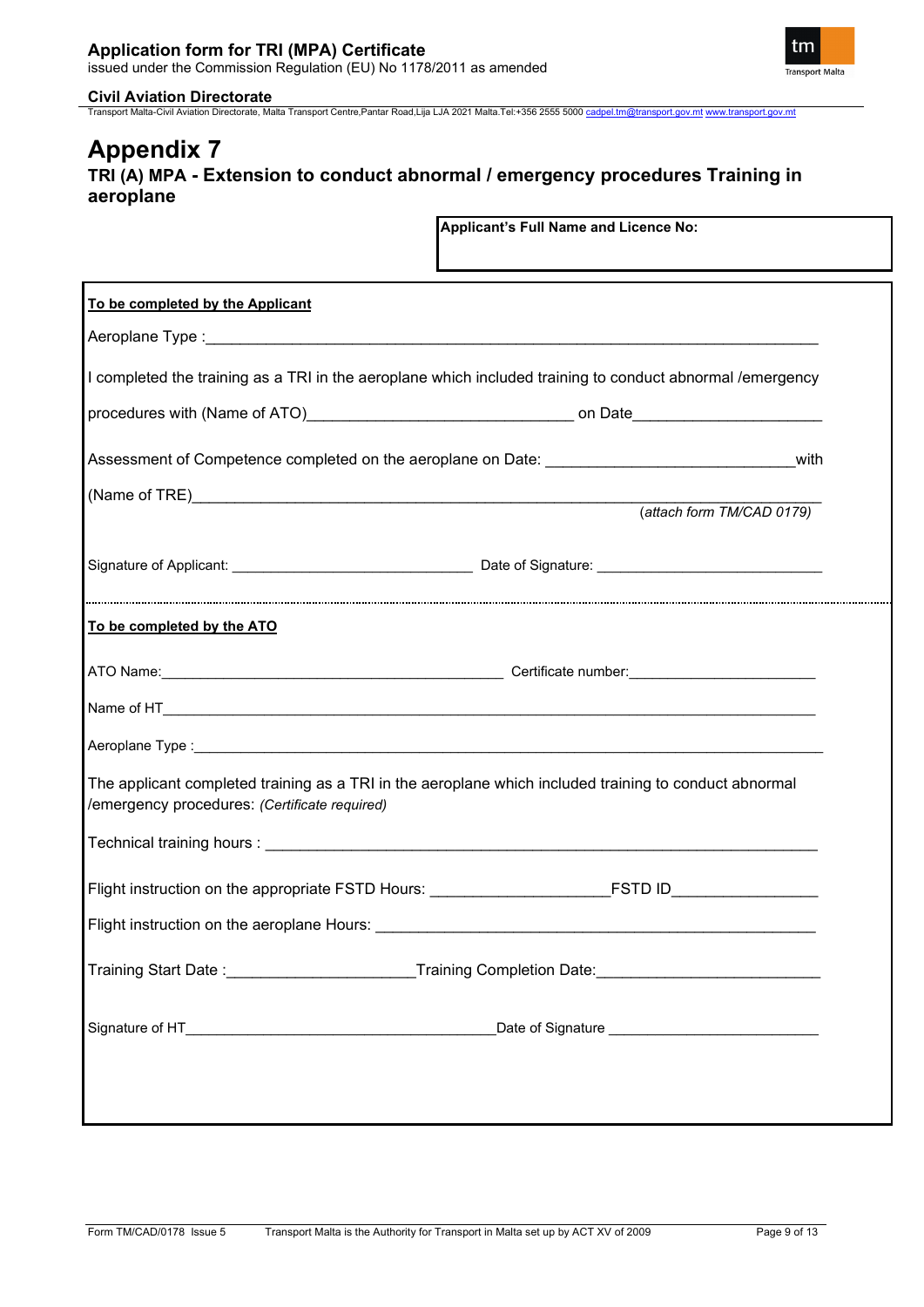# Appendix 7

## TRI (A) MPA - Extension to conduct abnormal / emergency procedures Training in aeroplane

**Applicant's Full Name and Licence No:**

**To be completed by the Applicant**

Aeroplane Type :\_\_\_\_\_\_\_\_\_\_\_\_\_\_\_\_\_\_\_\_\_\_\_\_\_\_\_\_\_\_\_\_\_\_\_\_\_\_\_\_\_\_\_\_\_\_\_\_\_\_\_\_\_\_\_\_\_\_\_\_\_\_\_\_\_\_

I completed the training as a TRI in the aeroplane which included training to conduct abnormal /emergency procedures with (Name of ATO)\_\_\_\_\_\_\_\_\_\_\_\_\_\_\_\_\_\_\_\_\_\_\_\_\_\_\_\_\_\_ on Date\_\_\_\_\_\_\_\_\_\_\_\_\_\_\_\_\_\_\_\_

Assessment of Competence completed on the aeroplane on Date: \_\_\_\_\_\_\_\_\_\_\_\_\_\_\_\_\_\_\_\_\_\_\_\_\_\_\_\_with (Name of TRE)\_\_\_\_\_\_\_\_\_\_\_\_\_\_\_\_\_\_\_\_\_\_\_\_\_\_\_\_\_\_\_\_\_\_\_\_\_\_\_\_\_\_\_\_\_\_\_\_\_\_\_\_\_\_\_\_\_\_\_\_\_\_\_\_\_\_

*(attach form TM/CAD 0179)*

Signature of Applicant: \_\_\_\_\_\_\_\_\_\_\_\_\_\_\_\_\_\_\_\_\_\_\_\_\_\_\_\_\_\_ Date of Signature: \_\_\_\_\_\_\_\_\_\_\_\_\_\_\_\_\_\_\_\_\_\_\_\_\_\_\_\_

**To be completed by the ATO**

ATO Name:\_\_\_\_\_\_\_\_\_\_\_\_\_\_\_\_\_\_\_\_\_\_\_\_\_\_\_\_\_\_\_\_\_\_\_\_\_\_\_\_\_\_\_ Certificate number:\_\_\_\_\_\_\_\_\_\_\_\_\_\_\_\_\_\_\_\_\_\_\_

Name of HT\_\_\_\_\_\_\_\_\_\_\_\_\_\_\_\_\_\_\_\_\_\_\_\_\_\_\_\_\_\_\_\_\_\_\_\_\_\_\_\_\_\_\_\_\_\_\_\_\_\_\_\_\_\_\_\_\_\_\_\_\_\_\_\_\_\_\_\_\_\_\_\_

Aeroplane Type :\_\_\_\_\_\_\_\_\_\_\_\_\_\_\_\_\_\_\_\_\_\_\_\_\_\_\_\_\_\_\_\_\_\_\_\_\_\_\_\_\_\_\_\_\_\_\_\_\_\_\_\_\_\_\_\_\_\_\_\_\_\_\_\_\_\_\_\_\_

The applicant completed training as a TRI in the aeroplane which included training to conduct abnormal /emergency procedures: *(Certificate required)*

Technical training hours : \_\_\_\_\_\_\_\_\_\_\_\_\_\_\_\_\_\_\_\_\_\_\_\_\_\_\_\_\_\_\_\_\_\_\_\_\_\_\_\_\_\_\_\_\_\_\_\_\_\_\_\_\_\_\_\_\_\_\_\_\_\_\_

Flight instruction on the appropriate FSTD Hours: \_\_\_\_\_\_\_\_\_\_\_\_\_\_\_\_\_\_\_\_FSTD ID\_\_\_\_\_\_\_\_\_\_\_\_\_\_\_\_

Flight instruction on the aeroplane Hours: \_\_\_\_\_\_\_\_\_\_\_\_\_\_\_\_\_\_\_\_\_\_\_\_\_\_\_\_\_\_\_\_\_\_\_\_\_\_\_\_\_\_\_\_\_\_\_\_\_\_\_

Training Start Date :\_\_\_\_\_\_\_\_\_\_\_\_\_\_\_\_\_\_\_\_\_Training Completion Date:\_\_\_\_\_\_\_\_\_\_\_\_\_\_\_\_\_\_\_\_\_\_\_\_\_\_

Signature of HT\_\_\_\_\_\_\_\_\_\_\_\_\_\_\_\_\_\_\_\_\_\_\_\_\_\_\_\_\_\_\_\_\_\_\_\_\_\_\_Date of Signature \_\_\_\_\_\_\_\_\_\_\_\_\_\_\_\_\_\_\_\_\_\_\_\_\_\_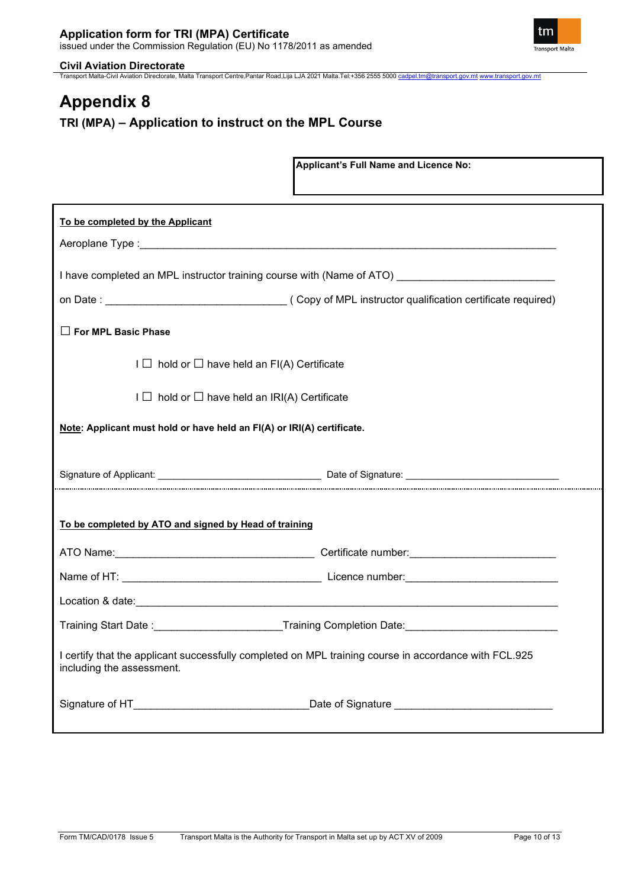# Appendix 8

## TRI (MPA) – Application to instruct on the MPL Course

**Applicant's Full Name and Licence No:**

**To be completed by the Applicant**

Aeroplane Type :\_\_\_\_\_\_\_\_\_\_\_\_\_\_\_\_\_\_\_\_\_\_\_\_\_\_\_\_\_\_\_\_\_\_\_\_\_\_\_\_\_\_\_\_\_\_\_\_\_\_\_\_\_\_\_\_\_\_\_\_\_\_\_\_\_\_\_\_\_\_

I have completed an MPL instructor training course with (Name of ATO) \_\_\_\_\_\_\_\_\_\_\_\_\_\_\_\_\_\_\_\_\_\_\_\_\_\_

on Date : \_\_\_\_\_\_\_\_\_\_\_\_\_\_\_\_\_\_\_\_\_\_\_\_\_\_\_\_\_\_ ( Copy of MPL instructor qualification certificate required)

☐ **For MPL Basic Phase**

I ☐ hold or ☐ have held an FI(A) Certificate

I ☐ hold or ☐ have held an IRI(A) Certificate

**Note: Applicant must hold or have held an FI(A) or IRI(A) certificate.**

Signature of Applicant: \_\_\_\_\_\_\_\_\_\_\_\_\_\_\_\_\_\_\_\_\_\_\_\_\_\_\_\_\_\_ Date of Signature: \_\_\_\_\_\_\_\_\_\_\_\_\_\_\_\_\_\_\_\_\_\_\_\_\_\_\_

**To be completed by ATO and signed by Head of training**

ATO Name:\_\_\_\_\_\_\_\_\_\_\_\_\_\_\_\_\_\_\_\_\_\_\_\_\_\_\_\_\_\_\_\_\_\_ Certificate number:\_\_\_\_\_\_\_\_\_\_\_\_\_\_\_\_\_\_\_\_\_\_\_\_\_

Name of HT: \_\_\_\_\_\_\_\_\_\_\_\_\_\_\_\_\_\_\_\_\_\_\_\_\_\_\_\_\_\_\_\_\_\_ Licence number:\_\_\_\_\_\_\_\_\_\_\_\_\_\_\_\_\_\_\_\_\_\_\_\_\_\_

Location & date:\_\_\_\_\_\_\_\_\_\_\_\_\_\_\_\_\_\_\_\_\_\_\_\_\_\_\_\_\_\_\_\_\_\_\_\_\_\_\_\_\_\_\_\_\_\_\_\_\_\_\_\_\_\_\_\_\_\_\_\_\_\_\_\_\_\_\_\_\_\_\_\_

Training Start Date :\_\_\_\_\_\_\_\_\_\_\_\_\_\_\_\_\_\_\_\_\_\_Training Completion Date:\_\_\_\_\_\_\_\_\_\_\_\_\_\_\_\_\_\_\_\_\_\_\_\_\_\_

I certify that the applicant successfully completed on MPL training course in accordance with FCL.925 including the assessment.

Signature of HT\_\_\_\_\_\_\_\_\_\_\_\_\_\_\_\_\_\_\_\_\_\_\_\_\_\_\_\_\_\_Date of Signature \_\_\_\_\_\_\_\_\_\_\_\_\_\_\_\_\_\_\_\_\_\_\_\_\_\_\_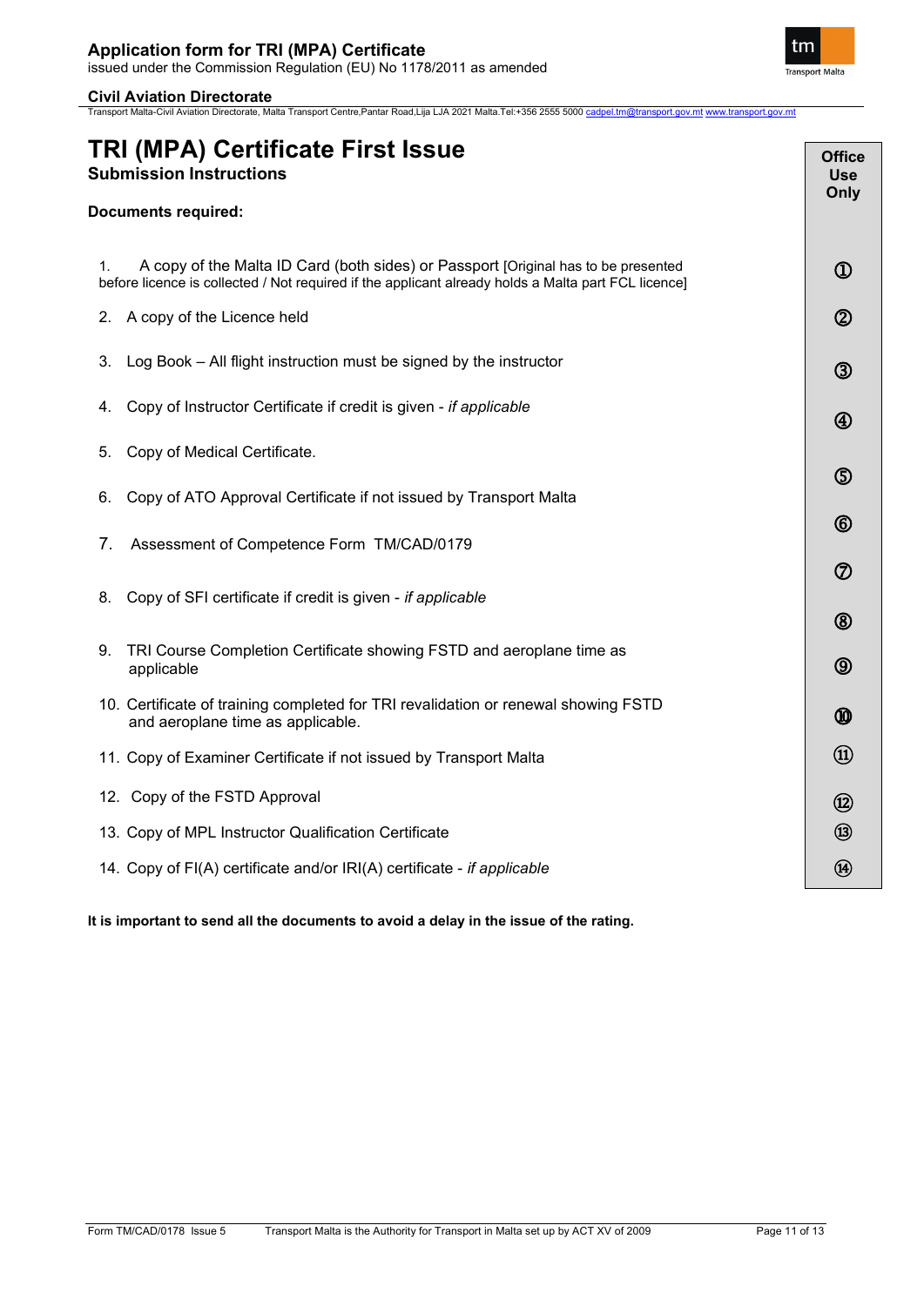# TRI (MPA) Certificate First Issue

## Submission Instructions

**Documents required:**

| Document | Office Use Only |
|---|---|
| 1. A copy of the Malta ID Card (both sides) or Passport [Original has to be presented before licence is collected / Not required if the applicant already holds a Malta part FCL licence] | ① |
| 2. A copy of the Licence held | ② |
| 3. Log Book – All flight instruction must be signed by the instructor | ③ |
| 4. Copy of Instructor Certificate if credit is given - *if applicable* | ④ |
| 5. Copy of Medical Certificate. | ⑤ |
| 6. Copy of ATO Approval Certificate if not issued by Transport Malta | ⑥ |
| 7. Assessment of Competence Form TM/CAD/0179 | ⑦ |
| 8. Copy of SFI certificate if credit is given - *if applicable* | ⑧ |
| 9. TRI Course Completion Certificate showing FSTD and aeroplane time as applicable | ⑨ |
| 10. Certificate of training completed for TRI revalidation or renewal showing FSTD and aeroplane time as applicable. | ⑩ |
| 11. Copy of Examiner Certificate if not issued by Transport Malta | ⑪ |
| 12. Copy of the FSTD Approval | ⑫ |
| 13. Copy of MPL Instructor Qualification Certificate | ⑬ |
| 14. Copy of FI(A) certificate and/or IRI(A) certificate - *if applicable* | ⑭ |

**It is important to send all the documents to avoid a delay in the issue of the rating.**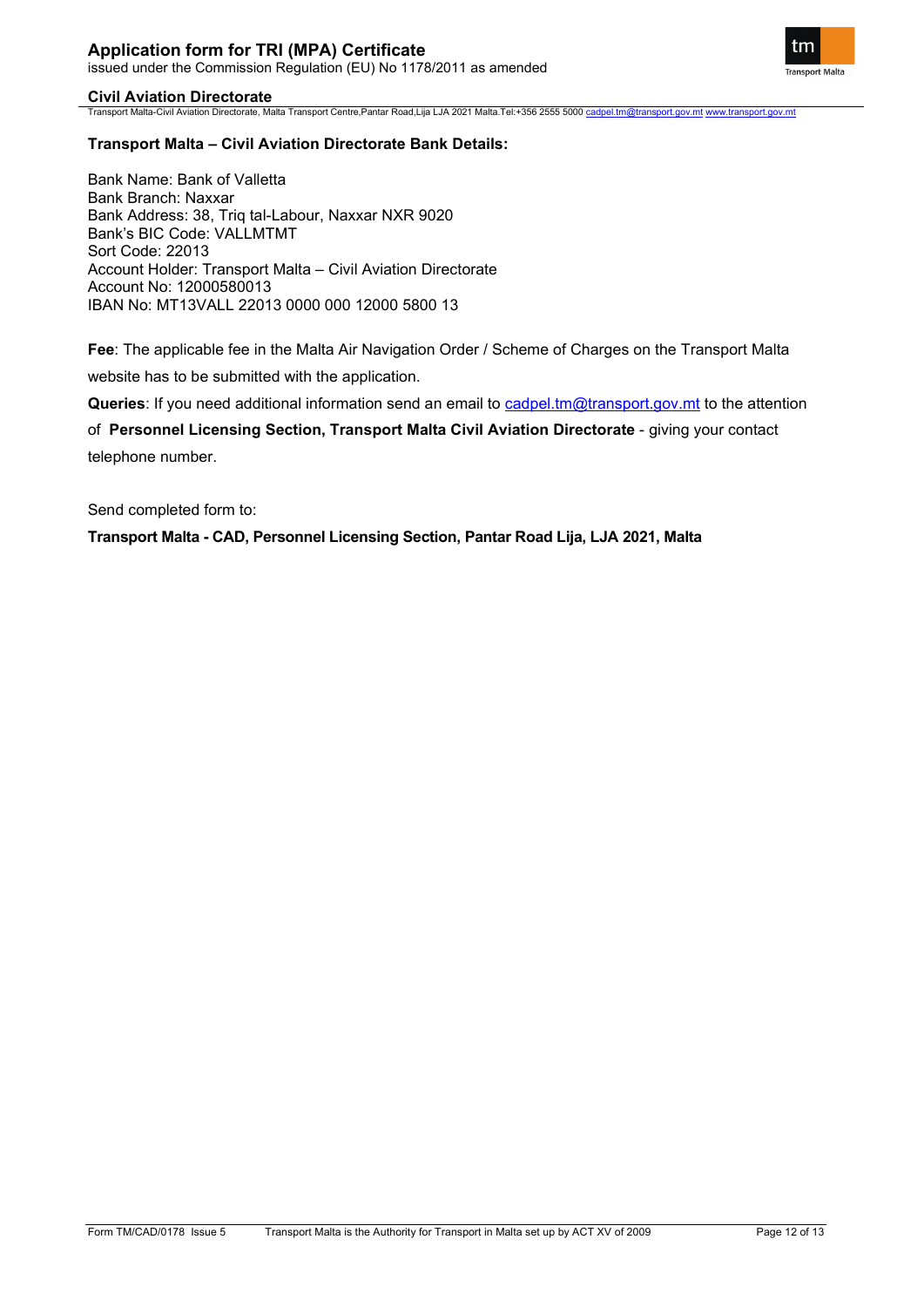**Transport Malta – Civil Aviation Directorate Bank Details:**

Bank Name: Bank of Valletta
Bank Branch: Naxxar
Bank Address: 38, Triq tal-Labour, Naxxar NXR 9020
Bank's BIC Code: VALLMTMT
Sort Code: 22013
Account Holder: Transport Malta – Civil Aviation Directorate
Account No: 12000580013
IBAN No: MT13VALL 22013 0000 000 12000 5800 13

**Fee**: The applicable fee in the Malta Air Navigation Order / Scheme of Charges on the Transport Malta website has to be submitted with the application.

**Queries**: If you need additional information send an email to cadpel.tm@transport.gov.mt to the attention of **Personnel Licensing Section, Transport Malta Civil Aviation Directorate** - giving your contact telephone number.

Send completed form to:

**Transport Malta - CAD, Personnel Licensing Section, Pantar Road Lija, LJA 2021, Malta**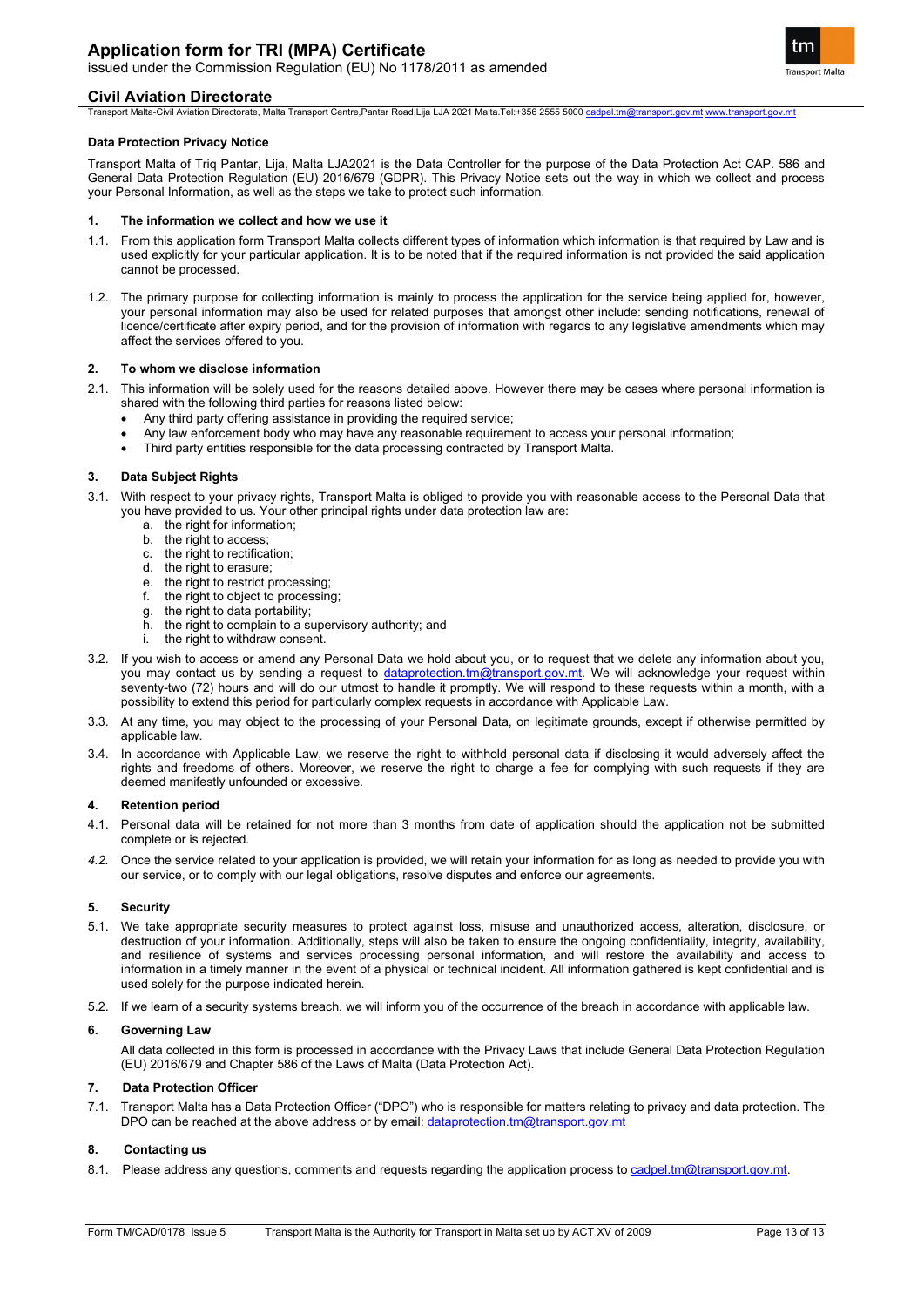## Data Protection Privacy Notice

Transport Malta of Triq Pantar, Lija, Malta LJA2021 is the Data Controller for the purpose of the Data Protection Act CAP. 586 and General Data Protection Regulation (EU) 2016/679 (GDPR). This Privacy Notice sets out the way in which we collect and process your Personal Information, as well as the steps we take to protect such information.

### 1. The information we collect and how we use it

1.1. From this application form Transport Malta collects different types of information which information is that required by Law and is used explicitly for your particular application. It is to be noted that if the required information is not provided the said application cannot be processed.

1.2. The primary purpose for collecting information is mainly to process the application for the service being applied for, however, your personal information may also be used for related purposes that amongst other include: sending notifications, renewal of licence/certificate after expiry period, and for the provision of information with regards to any legislative amendments which may affect the services offered to you.

### 2. To whom we disclose information

2.1. This information will be solely used for the reasons detailed above. However there may be cases where personal information is shared with the following third parties for reasons listed below:

- Any third party offering assistance in providing the required service;
- Any law enforcement body who may have any reasonable requirement to access your personal information;
- Third party entities responsible for the data processing contracted by Transport Malta.

### 3. Data Subject Rights

3.1. With respect to your privacy rights, Transport Malta is obliged to provide you with reasonable access to the Personal Data that you have provided to us. Your other principal rights under data protection law are:

a. the right for information;
b. the right to access;
c. the right to rectification;
d. the right to erasure;
e. the right to restrict processing;
f. the right to object to processing;
g. the right to data portability;
h. the right to complain to a supervisory authority; and
i. the right to withdraw consent.

3.2. If you wish to access or amend any Personal Data we hold about you, or to request that we delete any information about you, you may contact us by sending a request to dataprotection.tm@transport.gov.mt. We will acknowledge your request within seventy-two (72) hours and will do our utmost to handle it promptly. We will respond to these requests within a month, with a possibility to extend this period for particularly complex requests in accordance with Applicable Law.

3.3. At any time, you may object to the processing of your Personal Data, on legitimate grounds, except if otherwise permitted by applicable law.

3.4. In accordance with Applicable Law, we reserve the right to withhold personal data if disclosing it would adversely affect the rights and freedoms of others. Moreover, we reserve the right to charge a fee for complying with such requests if they are deemed manifestly unfounded or excessive.

### 4. Retention period

4.1. Personal data will be retained for not more than 3 months from date of application should the application not be submitted complete or is rejected.

*4.2.* Once the service related to your application is provided, we will retain your information for as long as needed to provide you with our service, or to comply with our legal obligations, resolve disputes and enforce our agreements.

### 5. Security

5.1. We take appropriate security measures to protect against loss, misuse and unauthorized access, alteration, disclosure, or destruction of your information. Additionally, steps will also be taken to ensure the ongoing confidentiality, integrity, availability, and resilience of systems and services processing personal information, and will restore the availability and access to information in a timely manner in the event of a physical or technical incident. All information gathered is kept confidential and is used solely for the purpose indicated herein.

5.2. If we learn of a security systems breach, we will inform you of the occurrence of the breach in accordance with applicable law.

### 6. Governing Law

All data collected in this form is processed in accordance with the Privacy Laws that include General Data Protection Regulation (EU) 2016/679 and Chapter 586 of the Laws of Malta (Data Protection Act).

### 7. Data Protection Officer

7.1. Transport Malta has a Data Protection Officer ("DPO") who is responsible for matters relating to privacy and data protection. The DPO can be reached at the above address or by email: dataprotection.tm@transport.gov.mt

### 8. Contacting us

8.1. Please address any questions, comments and requests regarding the application process to cadpel.tm@transport.gov.mt.